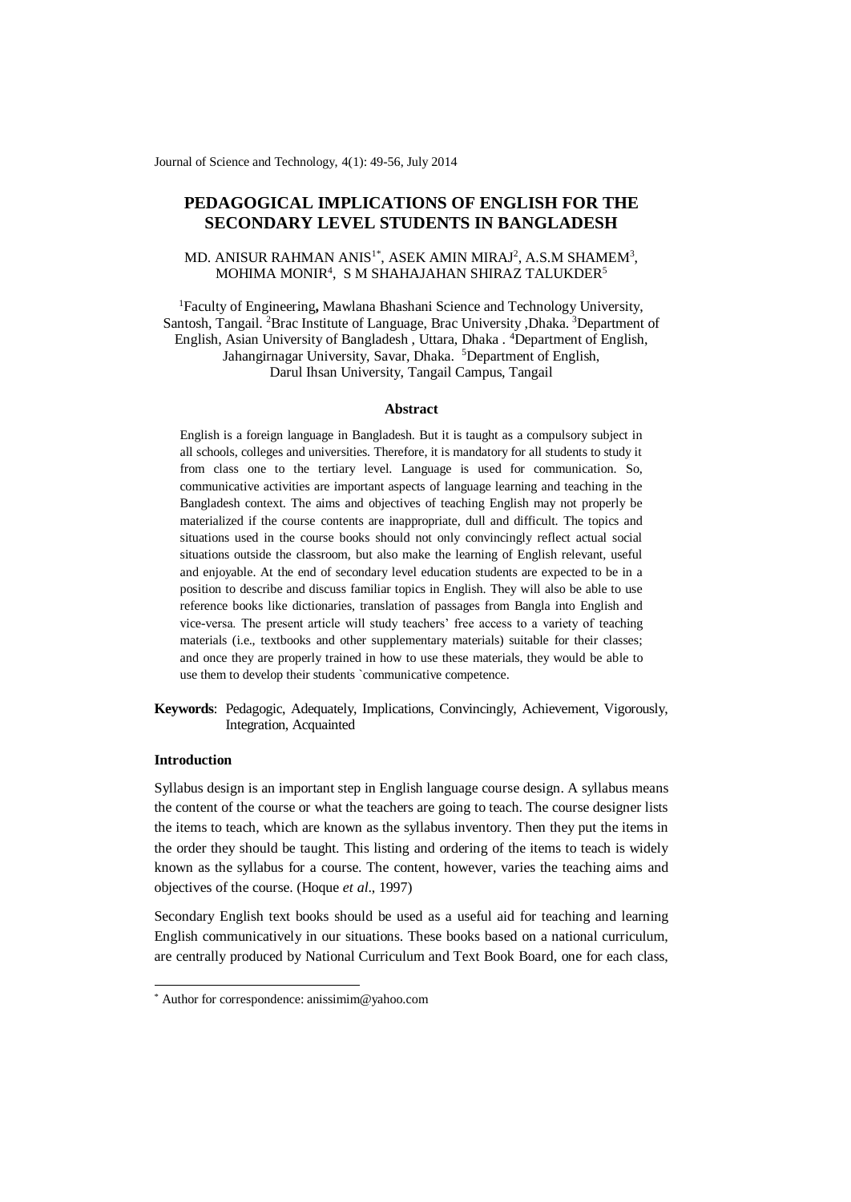# PEDAGOGICAL IMPLICATIONS OF ENGLISH FOR THE SECONDARY LEVEL STUDENTS IN BANGLADESH

MD. ANISUR RAHMAN ANIS[1*], ASEK AMIN MIRAJ[2], A.S.M SHAMEM[3], MOHIMA MONIR[4], S M SHAHAJAHAN SHIRAZ TALUKDER[5]

[1]Faculty of Engineering**,** Mawlana Bhashani Science and Technology University, Santosh, Tangail. [2]Brac Institute of Language, Brac University ,Dhaka. [3]Department of English, Asian University of Bangladesh , Uttara, Dhaka . [4]Department of English, Jahangirnagar University, Savar, Dhaka. [5]Department of English, Darul Ihsan University, Tangail Campus, Tangail

## Abstract

English is a foreign language in Bangladesh. But it is taught as a compulsory subject in all schools, colleges and universities. Therefore, it is mandatory for all students to study it from class one to the tertiary level. Language is used for communication. So, communicative activities are important aspects of language learning and teaching in the Bangladesh context. The aims and objectives of teaching English may not properly be materialized if the course contents are inappropriate, dull and difficult. The topics and situations used in the course books should not only convincingly reflect actual social situations outside the classroom, but also make the learning of English relevant, useful and enjoyable. At the end of secondary level education students are expected to be in a position to describe and discuss familiar topics in English. They will also be able to use reference books like dictionaries, translation of passages from Bangla into English and vice-versa. The present article will study teachers' free access to a variety of teaching materials (i.e., textbooks and other supplementary materials) suitable for their classes; and once they are properly trained in how to use these materials, they would be able to use them to develop their students `communicative competence.

**Keywords**: Pedagogic, Adequately, Implications, Convincingly, Achievement, Vigorously, Integration, Acquainted

### Introduction

Syllabus design is an important step in English language course design. A syllabus means the content of the course or what the teachers are going to teach. The course designer lists the items to teach, which are known as the syllabus inventory. Then they put the items in the order they should be taught. This listing and ordering of the items to teach is widely known as the syllabus for a course. The content, however, varies the teaching aims and objectives of the course. (Hoque *et al*., 1997)

Secondary English text books should be used as a useful aid for teaching and learning English communicatively in our situations. These books based on a national curriculum, are centrally produced by National Curriculum and Text Book Board, one for each class,

---

* Author for correspondence: anissimim@yahoo.com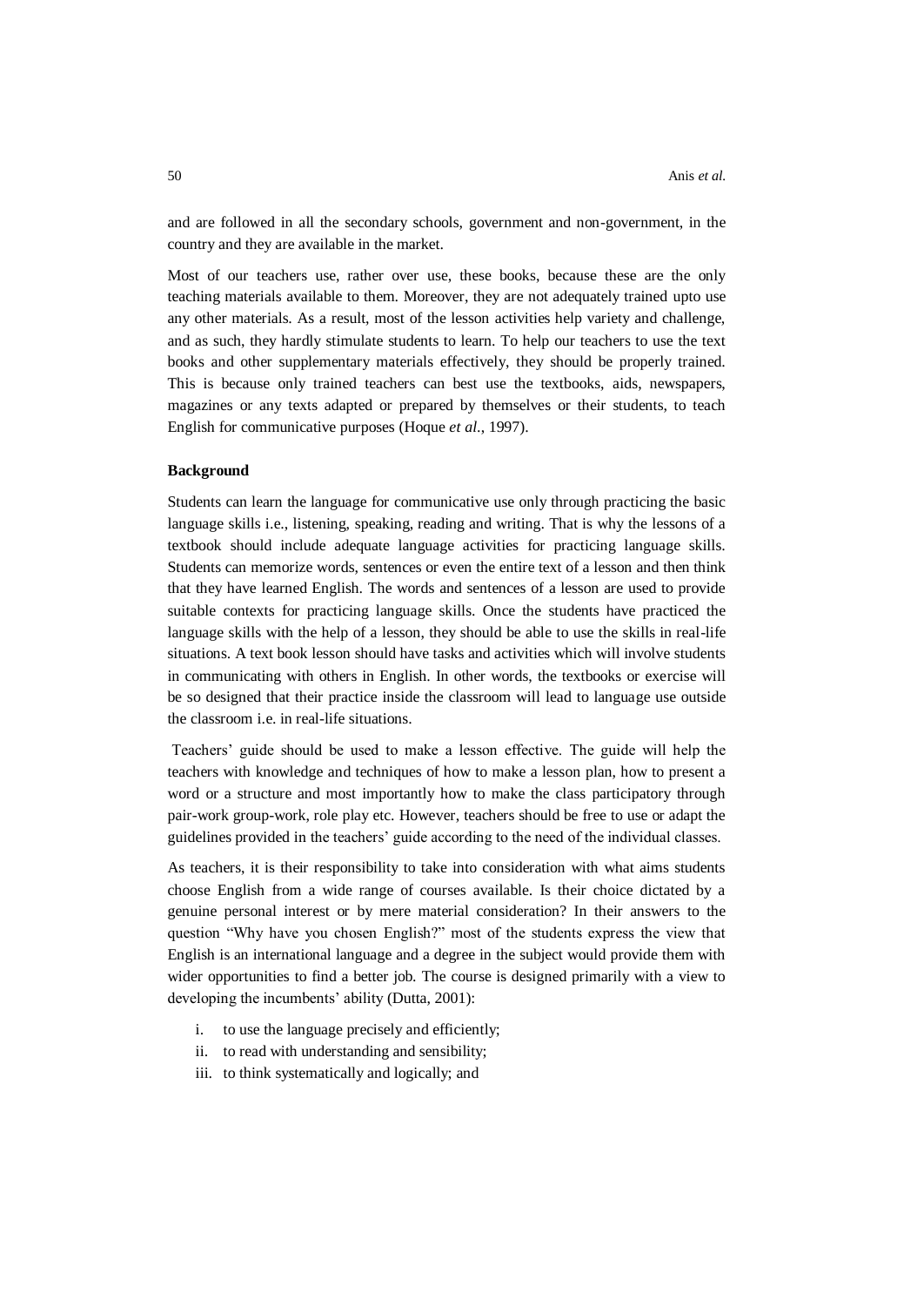and are followed in all the secondary schools, government and non-government, in the country and they are available in the market.

Most of our teachers use, rather over use, these books, because these are the only teaching materials available to them. Moreover, they are not adequately trained upto use any other materials. As a result, most of the lesson activities help variety and challenge, and as such, they hardly stimulate students to learn. To help our teachers to use the text books and other supplementary materials effectively, they should be properly trained. This is because only trained teachers can best use the textbooks, aids, newspapers, magazines or any texts adapted or prepared by themselves or their students, to teach English for communicative purposes (Hoque *et al.*, 1997).

**Background**

Students can learn the language for communicative use only through practicing the basic language skills i.e., listening, speaking, reading and writing. That is why the lessons of a textbook should include adequate language activities for practicing language skills. Students can memorize words, sentences or even the entire text of a lesson and then think that they have learned English. The words and sentences of a lesson are used to provide suitable contexts for practicing language skills. Once the students have practiced the language skills with the help of a lesson, they should be able to use the skills in real-life situations. A text book lesson should have tasks and activities which will involve students in communicating with others in English. In other words, the textbooks or exercise will be so designed that their practice inside the classroom will lead to language use outside the classroom i.e. in real-life situations.

Teachers' guide should be used to make a lesson effective. The guide will help the teachers with knowledge and techniques of how to make a lesson plan, how to present a word or a structure and most importantly how to make the class participatory through pair-work group-work, role play etc. However, teachers should be free to use or adapt the guidelines provided in the teachers' guide according to the need of the individual classes.

As teachers, it is their responsibility to take into consideration with what aims students choose English from a wide range of courses available. Is their choice dictated by a genuine personal interest or by mere material consideration? In their answers to the question "Why have you chosen English?" most of the students express the view that English is an international language and a degree in the subject would provide them with wider opportunities to find a better job. The course is designed primarily with a view to developing the incumbents' ability (Dutta, 2001):

i. to use the language precisely and efficiently;
ii. to read with understanding and sensibility;
iii. to think systematically and logically; and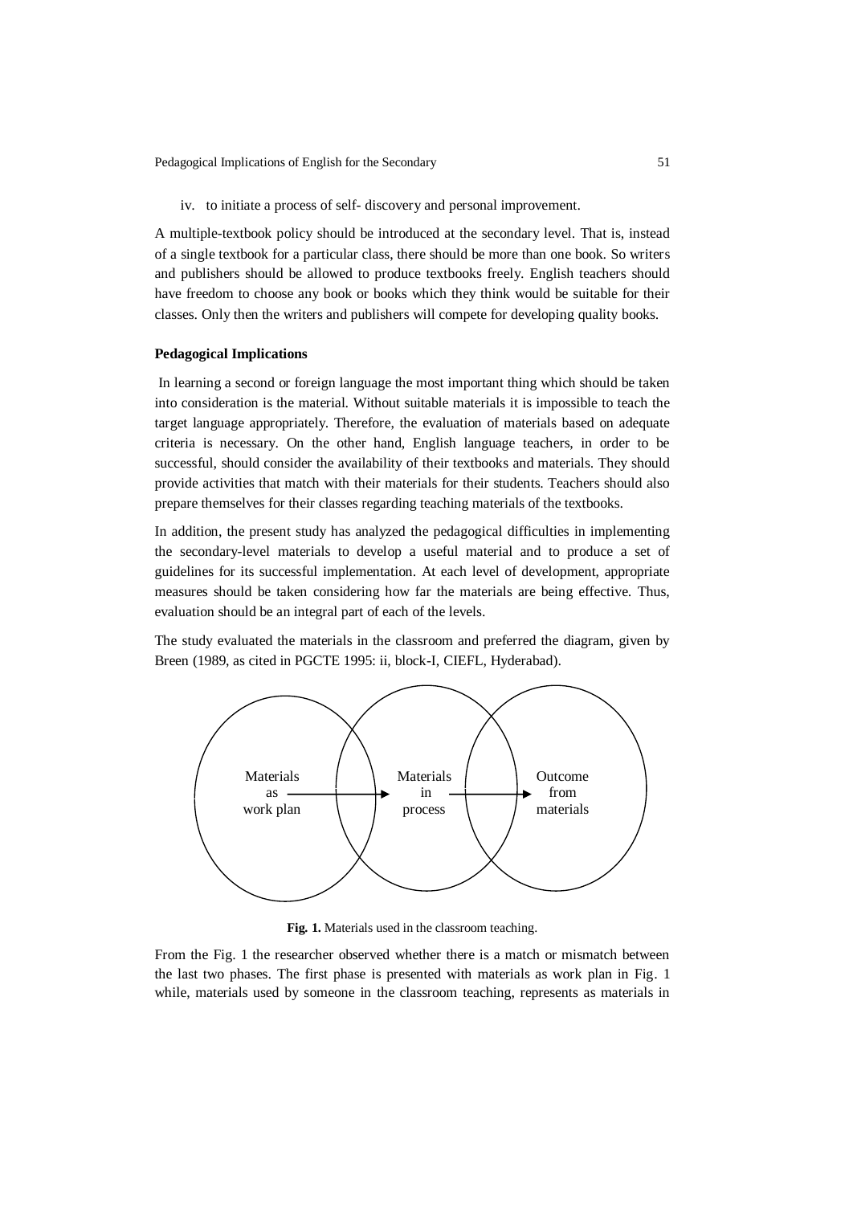iv. to initiate a process of self- discovery and personal improvement.

A multiple-textbook policy should be introduced at the secondary level. That is, instead of a single textbook for a particular class, there should be more than one book. So writers and publishers should be allowed to produce textbooks freely. English teachers should have freedom to choose any book or books which they think would be suitable for their classes. Only then the writers and publishers will compete for developing quality books.

**Pedagogical Implications**

In learning a second or foreign language the most important thing which should be taken into consideration is the material. Without suitable materials it is impossible to teach the target language appropriately. Therefore, the evaluation of materials based on adequate criteria is necessary. On the other hand, English language teachers, in order to be successful, should consider the availability of their textbooks and materials. They should provide activities that match with their materials for their students. Teachers should also prepare themselves for their classes regarding teaching materials of the textbooks.

In addition, the present study has analyzed the pedagogical difficulties in implementing the secondary-level materials to develop a useful material and to produce a set of guidelines for its successful implementation. At each level of development, appropriate measures should be taken considering how far the materials are being effective. Thus, evaluation should be an integral part of each of the levels.

The study evaluated the materials in the classroom and preferred the diagram, given by Breen (1989, as cited in PGCTE 1995: ii, block-I, CIEFL, Hyderabad).

Materials as work plan → Materials in process → Outcome from materials

**Fig. 1.** Materials used in the classroom teaching.

From the Fig. 1 the researcher observed whether there is a match or mismatch between the last two phases. The first phase is presented with materials as work plan in Fig. 1 while, materials used by someone in the classroom teaching, represents as materials in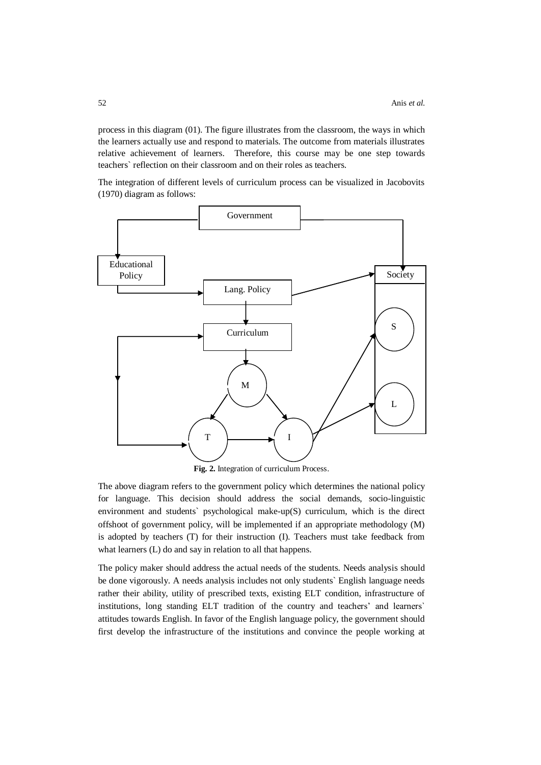process in this diagram (01). The figure illustrates from the classroom, the ways in which the learners actually use and respond to materials. The outcome from materials illustrates relative achievement of learners. Therefore, this course may be one step towards teachers` reflection on their classroom and on their roles as teachers.

The integration of different levels of curriculum process can be visualized in Jacobovits (1970) diagram as follows:

**Fig. 2.** Integration of curriculum Process.

The above diagram refers to the government policy which determines the national policy for language. This decision should address the social demands, socio-linguistic environment and students` psychological make-up(S) curriculum, which is the direct offshoot of government policy, will be implemented if an appropriate methodology (M) is adopted by teachers (T) for their instruction (I). Teachers must take feedback from what learners (L) do and say in relation to all that happens.

The policy maker should address the actual needs of the students. Needs analysis should be done vigorously. A needs analysis includes not only students` English language needs rather their ability, utility of prescribed texts, existing ELT condition, infrastructure of institutions, long standing ELT tradition of the country and teachers' and learners` attitudes towards English. In favor of the English language policy, the government should first develop the infrastructure of the institutions and convince the people working at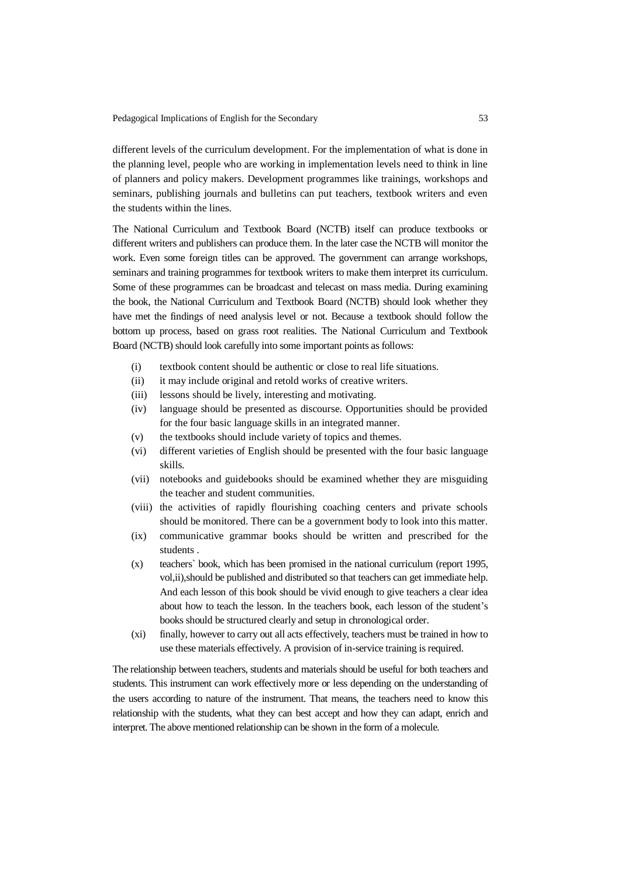different levels of the curriculum development. For the implementation of what is done in the planning level, people who are working in implementation levels need to think in line of planners and policy makers. Development programmes like trainings, workshops and seminars, publishing journals and bulletins can put teachers, textbook writers and even the students within the lines.

The National Curriculum and Textbook Board (NCTB) itself can produce textbooks or different writers and publishers can produce them. In the later case the NCTB will monitor the work. Even some foreign titles can be approved. The government can arrange workshops, seminars and training programmes for textbook writers to make them interpret its curriculum. Some of these programmes can be broadcast and telecast on mass media. During examining the book, the National Curriculum and Textbook Board (NCTB) should look whether they have met the findings of need analysis level or not. Because a textbook should follow the bottom up process, based on grass root realities. The National Curriculum and Textbook Board (NCTB) should look carefully into some important points as follows:

- (i) textbook content should be authentic or close to real life situations.
- (ii) it may include original and retold works of creative writers.
- (iii) lessons should be lively, interesting and motivating.
- (iv) language should be presented as discourse. Opportunities should be provided for the four basic language skills in an integrated manner.
- (v) the textbooks should include variety of topics and themes.
- (vi) different varieties of English should be presented with the four basic language skills.
- (vii) notebooks and guidebooks should be examined whether they are misguiding the teacher and student communities.
- (viii) the activities of rapidly flourishing coaching centers and private schools should be monitored. There can be a government body to look into this matter.
- (ix) communicative grammar books should be written and prescribed for the students .
- (x) teachers` book, which has been promised in the national curriculum (report 1995, vol,ii),should be published and distributed so that teachers can get immediate help. And each lesson of this book should be vivid enough to give teachers a clear idea about how to teach the lesson. In the teachers book, each lesson of the student's books should be structured clearly and setup in chronological order.
- (xi) finally, however to carry out all acts effectively, teachers must be trained in how to use these materials effectively. A provision of in-service training is required.

The relationship between teachers, students and materials should be useful for both teachers and students. This instrument can work effectively more or less depending on the understanding of the users according to nature of the instrument. That means, the teachers need to know this relationship with the students, what they can best accept and how they can adapt, enrich and interpret. The above mentioned relationship can be shown in the form of a molecule.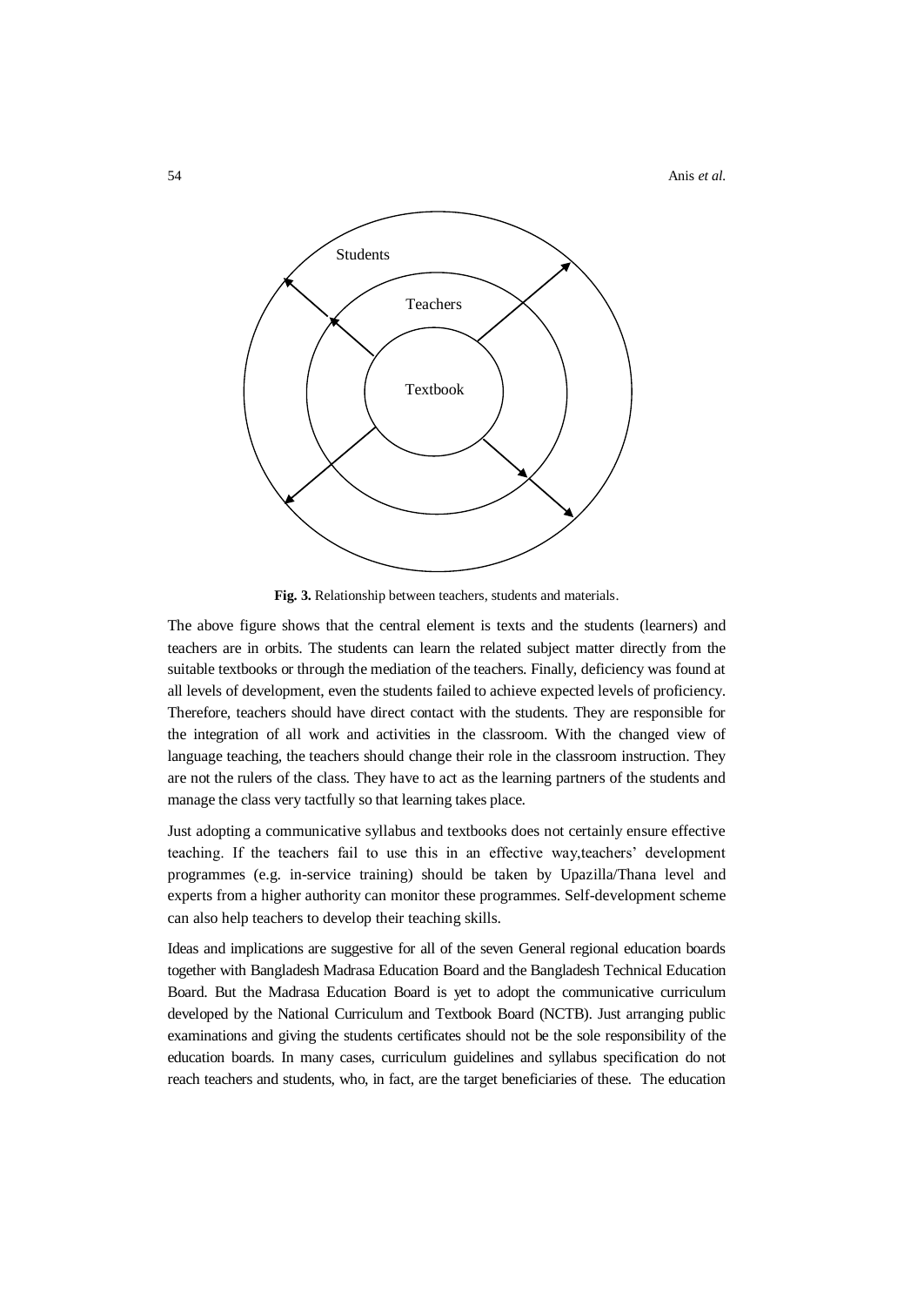Students

Teachers

Textbook

**Fig. 3.** Relationship between teachers, students and materials.

The above figure shows that the central element is texts and the students (learners) and teachers are in orbits. The students can learn the related subject matter directly from the suitable textbooks or through the mediation of the teachers. Finally, deficiency was found at all levels of development, even the students failed to achieve expected levels of proficiency. Therefore, teachers should have direct contact with the students. They are responsible for the integration of all work and activities in the classroom. With the changed view of language teaching, the teachers should change their role in the classroom instruction. They are not the rulers of the class. They have to act as the learning partners of the students and manage the class very tactfully so that learning takes place.

Just adopting a communicative syllabus and textbooks does not certainly ensure effective teaching. If the teachers fail to use this in an effective way,teachers' development programmes (e.g. in-service training) should be taken by Upazilla/Thana level and experts from a higher authority can monitor these programmes. Self-development scheme can also help teachers to develop their teaching skills.

Ideas and implications are suggestive for all of the seven General regional education boards together with Bangladesh Madrasa Education Board and the Bangladesh Technical Education Board. But the Madrasa Education Board is yet to adopt the communicative curriculum developed by the National Curriculum and Textbook Board (NCTB). Just arranging public examinations and giving the students certificates should not be the sole responsibility of the education boards. In many cases, curriculum guidelines and syllabus specification do not reach teachers and students, who, in fact, are the target beneficiaries of these. The education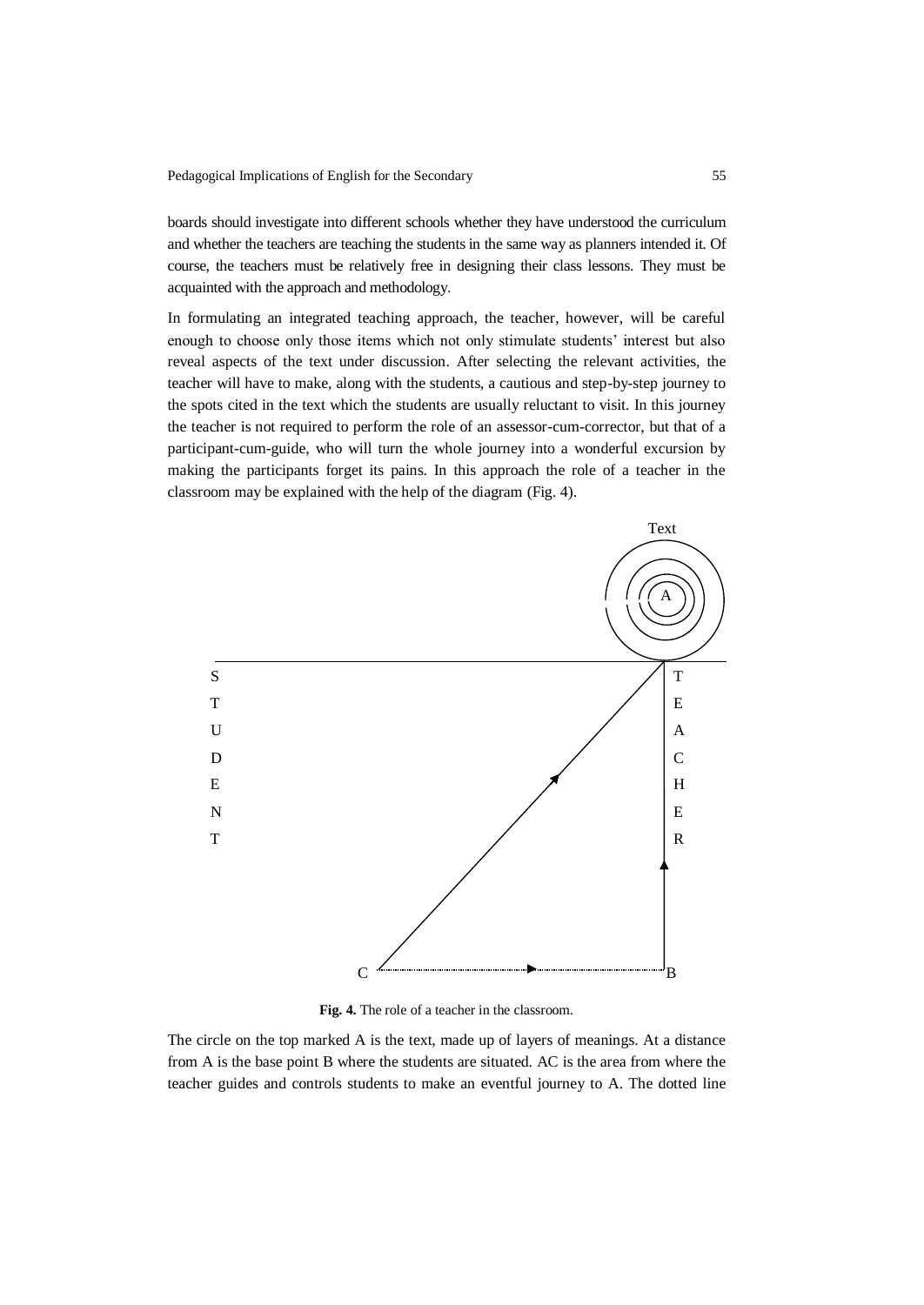boards should investigate into different schools whether they have understood the curriculum and whether the teachers are teaching the students in the same way as planners intended it. Of course, the teachers must be relatively free in designing their class lessons. They must be acquainted with the approach and methodology.

In formulating an integrated teaching approach, the teacher, however, will be careful enough to choose only those items which not only stimulate students' interest but also reveal aspects of the text under discussion. After selecting the relevant activities, the teacher will have to make, along with the students, a cautious and step-by-step journey to the spots cited in the text which the students are usually reluctant to visit. In this journey the teacher is not required to perform the role of an assessor-cum-corrector, but that of a participant-cum-guide, who will turn the whole journey into a wonderful excursion by making the participants forget its pains. In this approach the role of a teacher in the classroom may be explained with the help of the diagram (Fig. 4).

**Fig. 4.** The role of a teacher in the classroom.

The circle on the top marked A is the text, made up of layers of meanings. At a distance from A is the base point B where the students are situated. AC is the area from where the teacher guides and controls students to make an eventful journey to A. The dotted line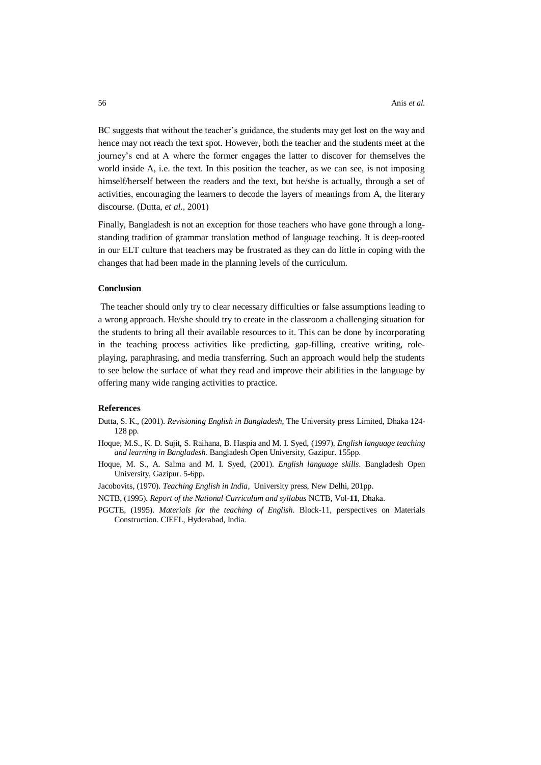BC suggests that without the teacher's guidance, the students may get lost on the way and hence may not reach the text spot. However, both the teacher and the students meet at the journey's end at A where the former engages the latter to discover for themselves the world inside A, i.e. the text. In this position the teacher, as we can see, is not imposing himself/herself between the readers and the text, but he/she is actually, through a set of activities, encouraging the learners to decode the layers of meanings from A, the literary discourse. (Dutta, *et al.,* 2001)

Finally, Bangladesh is not an exception for those teachers who have gone through a long-standing tradition of grammar translation method of language teaching. It is deep-rooted in our ELT culture that teachers may be frustrated as they can do little in coping with the changes that had been made in the planning levels of the curriculum.

### Conclusion

The teacher should only try to clear necessary difficulties or false assumptions leading to a wrong approach. He/she should try to create in the classroom a challenging situation for the students to bring all their available resources to it. This can be done by incorporating in the teaching process activities like predicting, gap-filling, creative writing, role-playing, paraphrasing, and media transferring. Such an approach would help the students to see below the surface of what they read and improve their abilities in the language by offering many wide ranging activities to practice.

### References

Dutta, S. K., (2001). *Revisioning English in Bangladesh,* The University press Limited, Dhaka 124-128 pp.

Hoque, M.S., K. D. Sujit, S. Raihana, B. Haspia and M. I. Syed, (1997). *English language teaching and learning in Bangladesh.* Bangladesh Open University, Gazipur. 155pp.

Hoque, M. S., A. Salma and M. I. Syed, (2001). *English language skills*. Bangladesh Open University, Gazipur. 5-6pp.

Jacobovits, (1970). *Teaching English in India,* University press, New Delhi, 201pp.

NCTB, (1995). *Report of the National Curriculum and syllabus* NCTB, Vol-**11**, Dhaka.

PGCTE, (1995). *Materials for the teaching of English*. Block-11, perspectives on Materials Construction. CIEFL, Hyderabad, India.